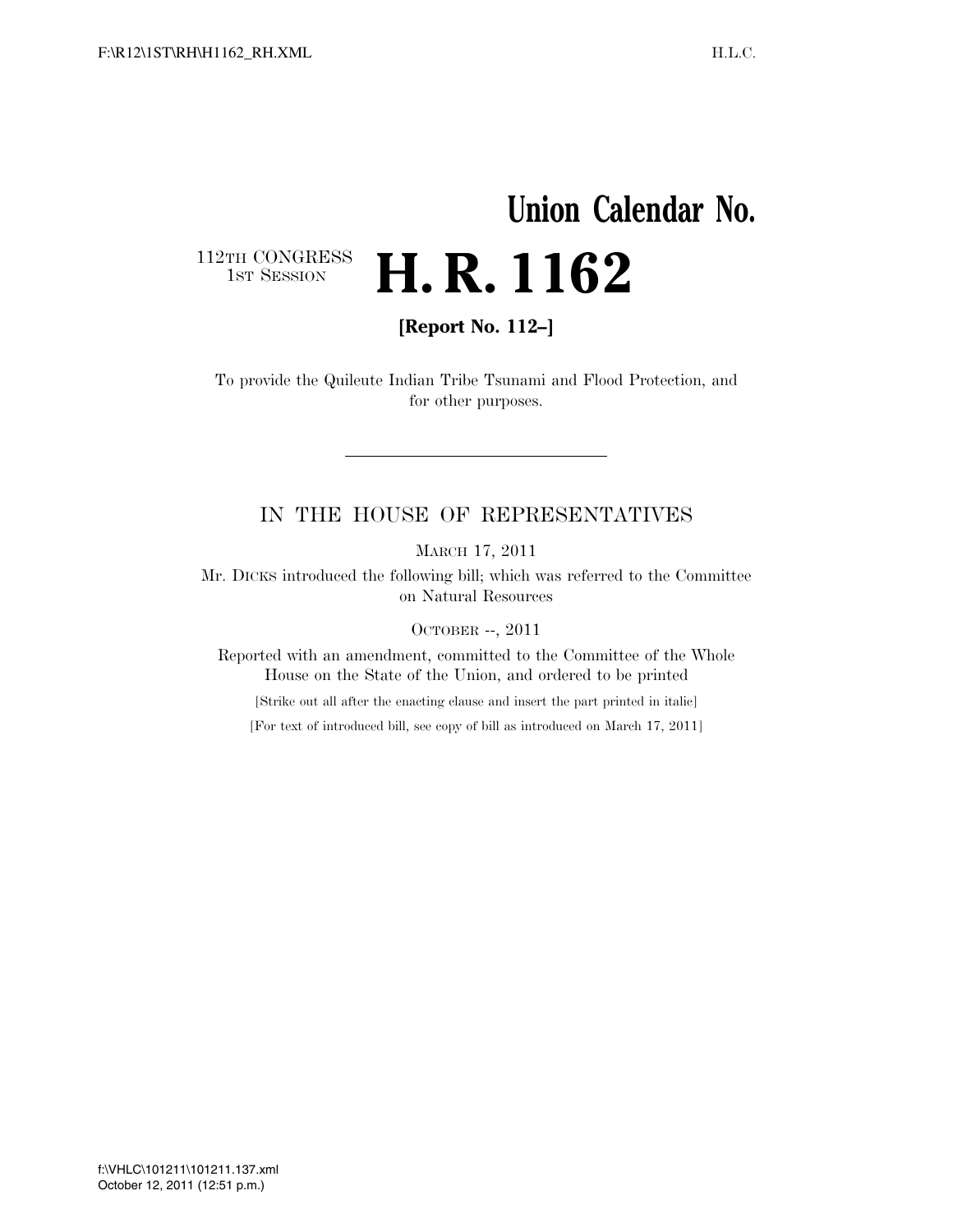# Union Calendar No.

112TH CONGRESS
1ST SESSION

# H. R. 1162

**[Report No. 112–]**

To provide the Quileute Indian Tribe Tsunami and Flood Protection, and for other purposes.

---

## IN THE HOUSE OF REPRESENTATIVES

MARCH 17, 2011

Mr. DICKS introduced the following bill; which was referred to the Committee on Natural Resources

OCTOBER --, 2011

Reported with an amendment, committed to the Committee of the Whole House on the State of the Union, and ordered to be printed

[Strike out all after the enacting clause and insert the part printed in italic]

[For text of introduced bill, see copy of bill as introduced on March 17, 2011]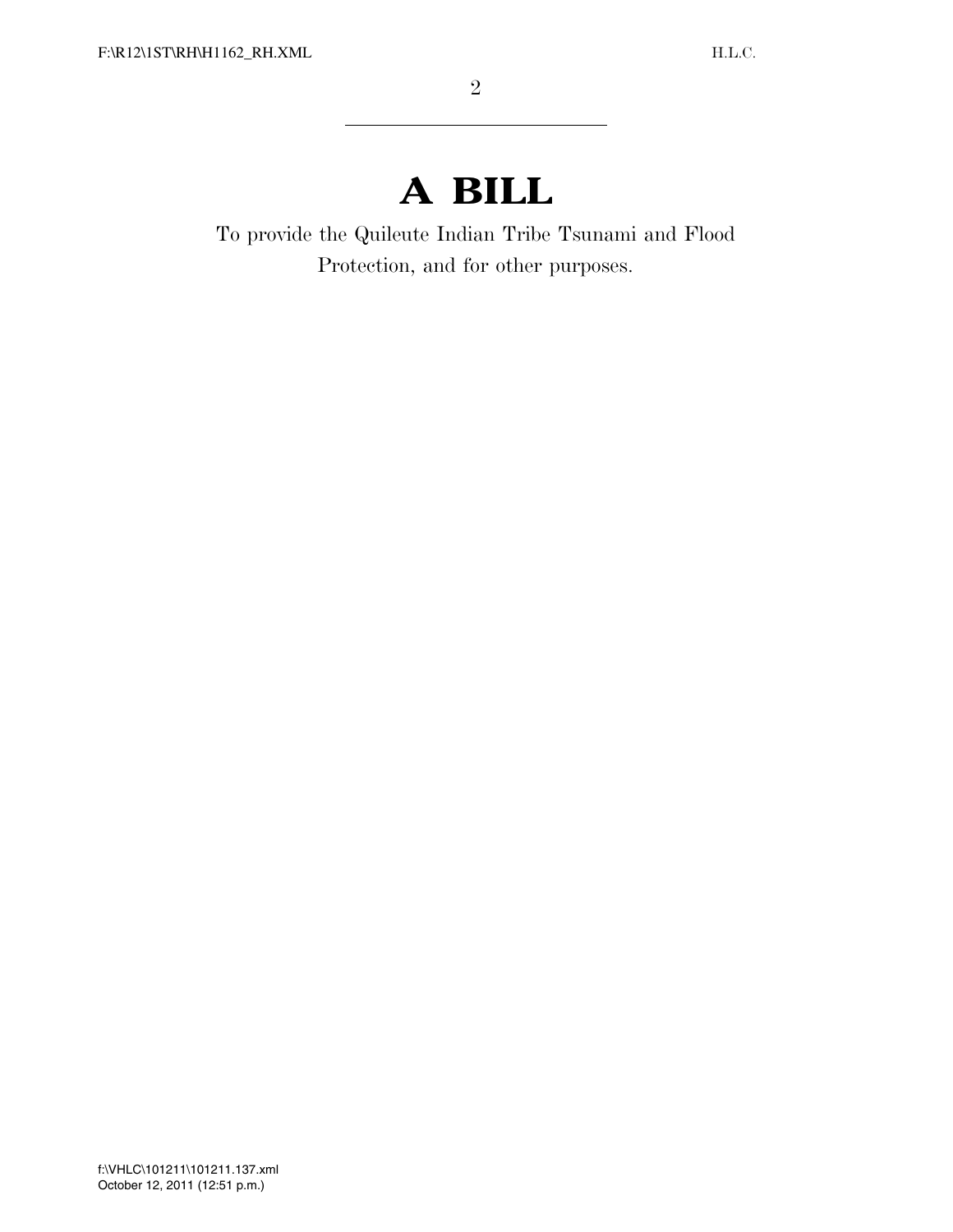# A BILL

To provide the Quileute Indian Tribe Tsunami and Flood Protection, and for other purposes.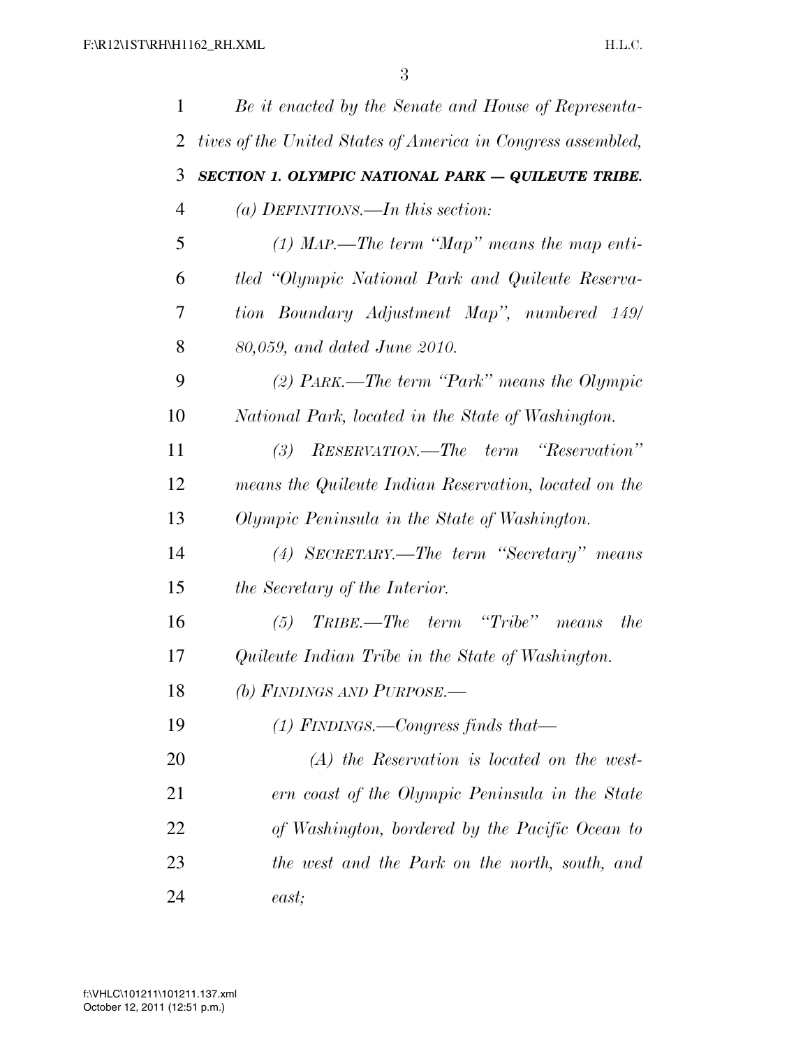*Be it enacted by the Senate and House of Representatives of the United States of America in Congress assembled,*

***SECTION 1. OLYMPIC NATIONAL PARK — QUILEUTE TRIBE.***

*(a) DEFINITIONS.—In this section:*

*(1) MAP.—The term "Map" means the map entitled "Olympic National Park and Quileute Reservation Boundary Adjustment Map", numbered 149/80,059, and dated June 2010.*

*(2) PARK.—The term "Park" means the Olympic National Park, located in the State of Washington.*

*(3) RESERVATION.—The term "Reservation" means the Quileute Indian Reservation, located on the Olympic Peninsula in the State of Washington.*

*(4) SECRETARY.—The term "Secretary" means the Secretary of the Interior.*

*(5) TRIBE.—The term "Tribe" means the Quileute Indian Tribe in the State of Washington.*

*(b) FINDINGS AND PURPOSE.—*

*(1) FINDINGS.—Congress finds that—*

*(A) the Reservation is located on the western coast of the Olympic Peninsula in the State of Washington, bordered by the Pacific Ocean to the west and the Park on the north, south, and east;*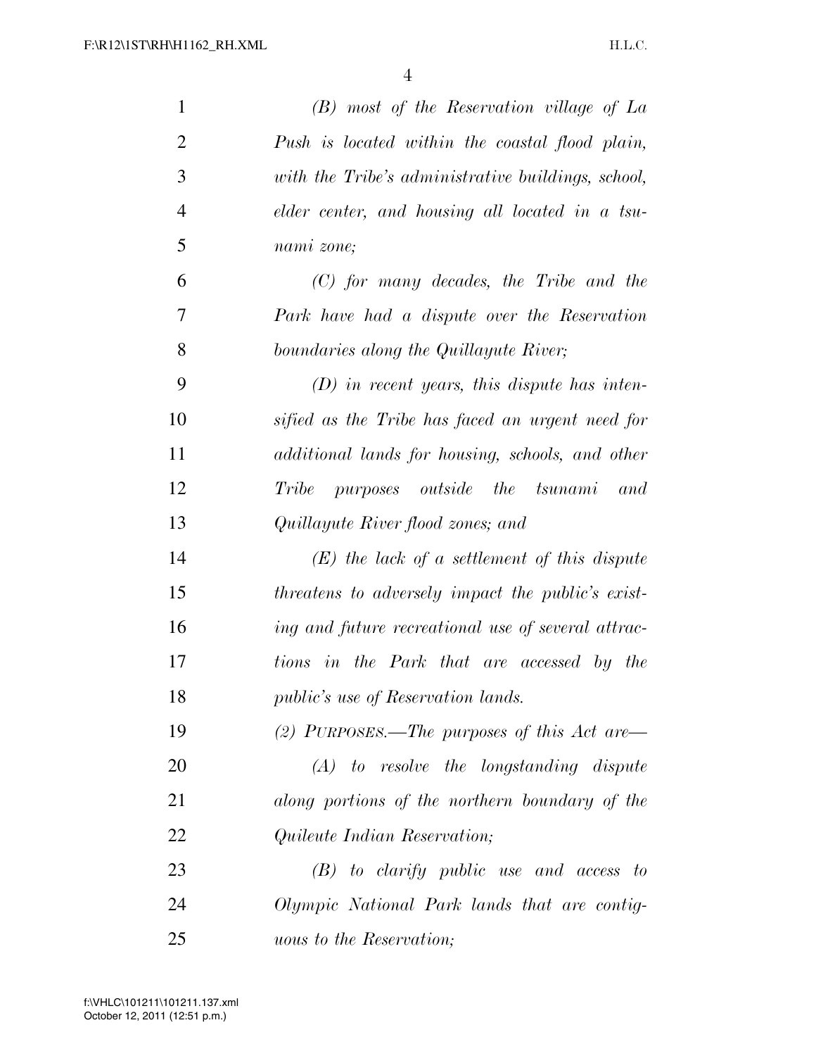*(B) most of the Reservation village of La Push is located within the coastal flood plain, with the Tribe's administrative buildings, school, elder center, and housing all located in a tsunami zone;*

*(C) for many decades, the Tribe and the Park have had a dispute over the Reservation boundaries along the Quillayute River;*

*(D) in recent years, this dispute has intensified as the Tribe has faced an urgent need for additional lands for housing, schools, and other Tribe purposes outside the tsunami and Quillayute River flood zones; and*

*(E) the lack of a settlement of this dispute threatens to adversely impact the public's existing and future recreational use of several attractions in the Park that are accessed by the public's use of Reservation lands.*

*(2) PURPOSES.—The purposes of this Act are—*

*(A) to resolve the longstanding dispute along portions of the northern boundary of the Quileute Indian Reservation;*

*(B) to clarify public use and access to Olympic National Park lands that are contiguous to the Reservation;*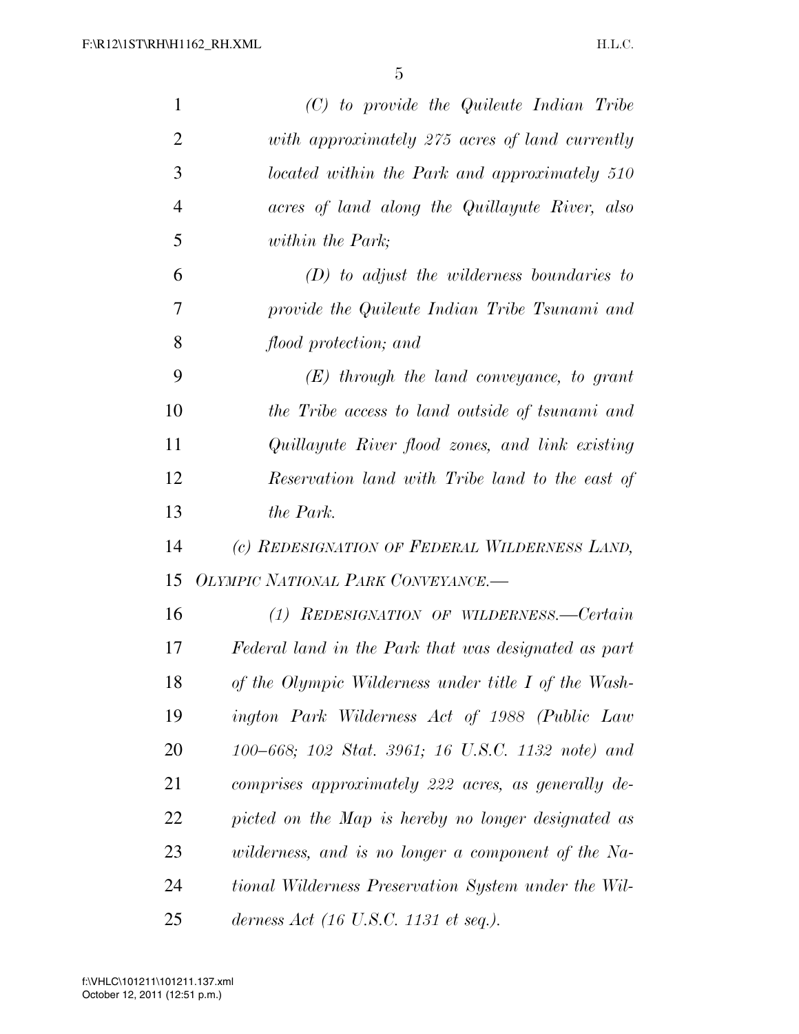*(C) to provide the Quileute Indian Tribe with approximately 275 acres of land currently located within the Park and approximately 510 acres of land along the Quillayute River, also within the Park;*

*(D) to adjust the wilderness boundaries to provide the Quileute Indian Tribe Tsunami and flood protection; and*

*(E) through the land conveyance, to grant the Tribe access to land outside of tsunami and Quillayute River flood zones, and link existing Reservation land with Tribe land to the east of the Park.*

*(c) REDESIGNATION OF FEDERAL WILDERNESS LAND, OLYMPIC NATIONAL PARK CONVEYANCE.—*

*(1) REDESIGNATION OF WILDERNESS.—Certain Federal land in the Park that was designated as part of the Olympic Wilderness under title I of the Washington Park Wilderness Act of 1988 (Public Law 100–668; 102 Stat. 3961; 16 U.S.C. 1132 note) and comprises approximately 222 acres, as generally depicted on the Map is hereby no longer designated as wilderness, and is no longer a component of the National Wilderness Preservation System under the Wilderness Act (16 U.S.C. 1131 et seq.).*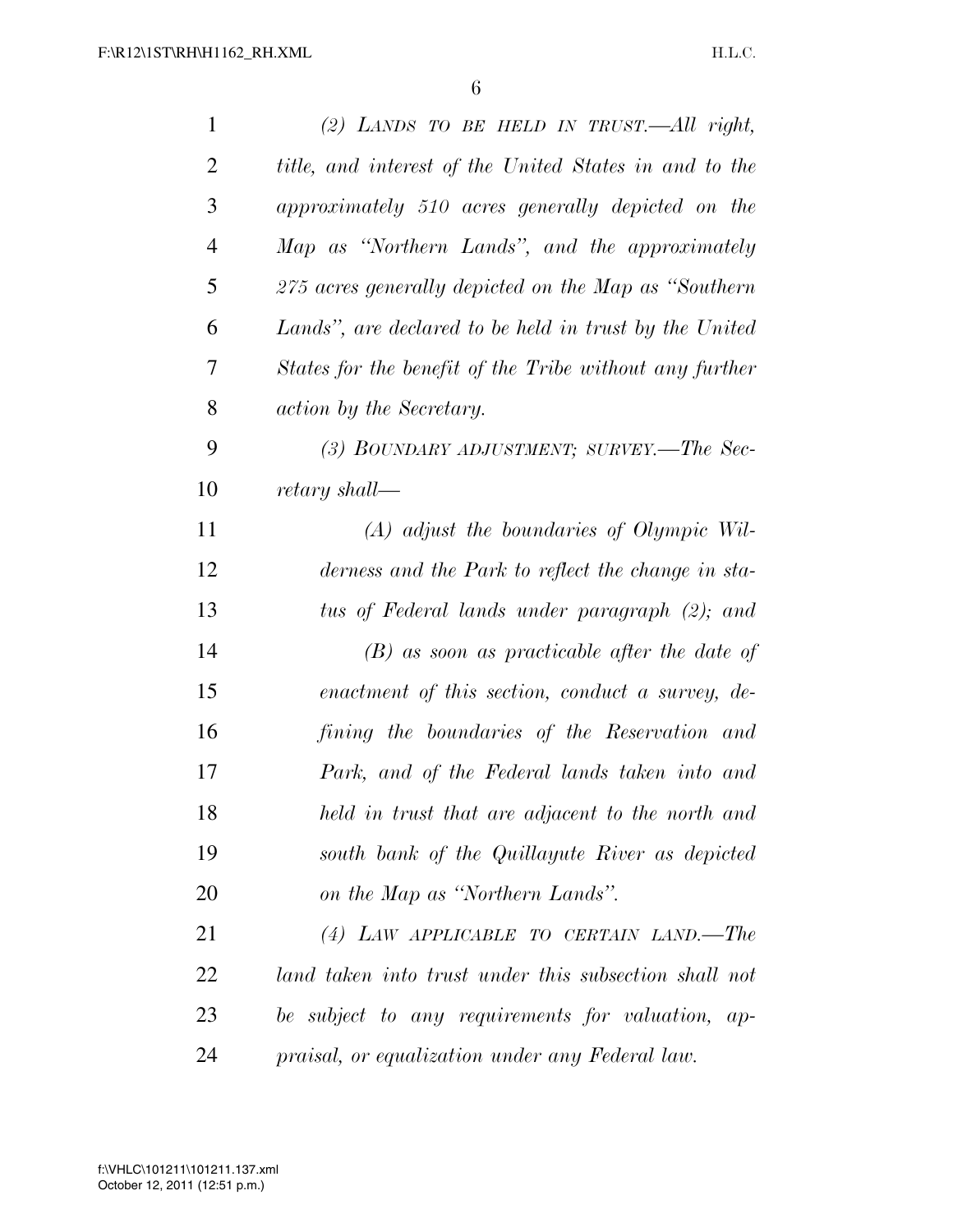*(2) LANDS TO BE HELD IN TRUST.—All right, title, and interest of the United States in and to the approximately 510 acres generally depicted on the Map as "Northern Lands", and the approximately 275 acres generally depicted on the Map as "Southern Lands", are declared to be held in trust by the United States for the benefit of the Tribe without any further action by the Secretary.*

*(3) BOUNDARY ADJUSTMENT; SURVEY.—The Secretary shall—*

*(A) adjust the boundaries of Olympic Wilderness and the Park to reflect the change in status of Federal lands under paragraph (2); and*

*(B) as soon as practicable after the date of enactment of this section, conduct a survey, defining the boundaries of the Reservation and Park, and of the Federal lands taken into and held in trust that are adjacent to the north and south bank of the Quillayute River as depicted on the Map as "Northern Lands".*

*(4) LAW APPLICABLE TO CERTAIN LAND.—The land taken into trust under this subsection shall not be subject to any requirements for valuation, appraisal, or equalization under any Federal law.*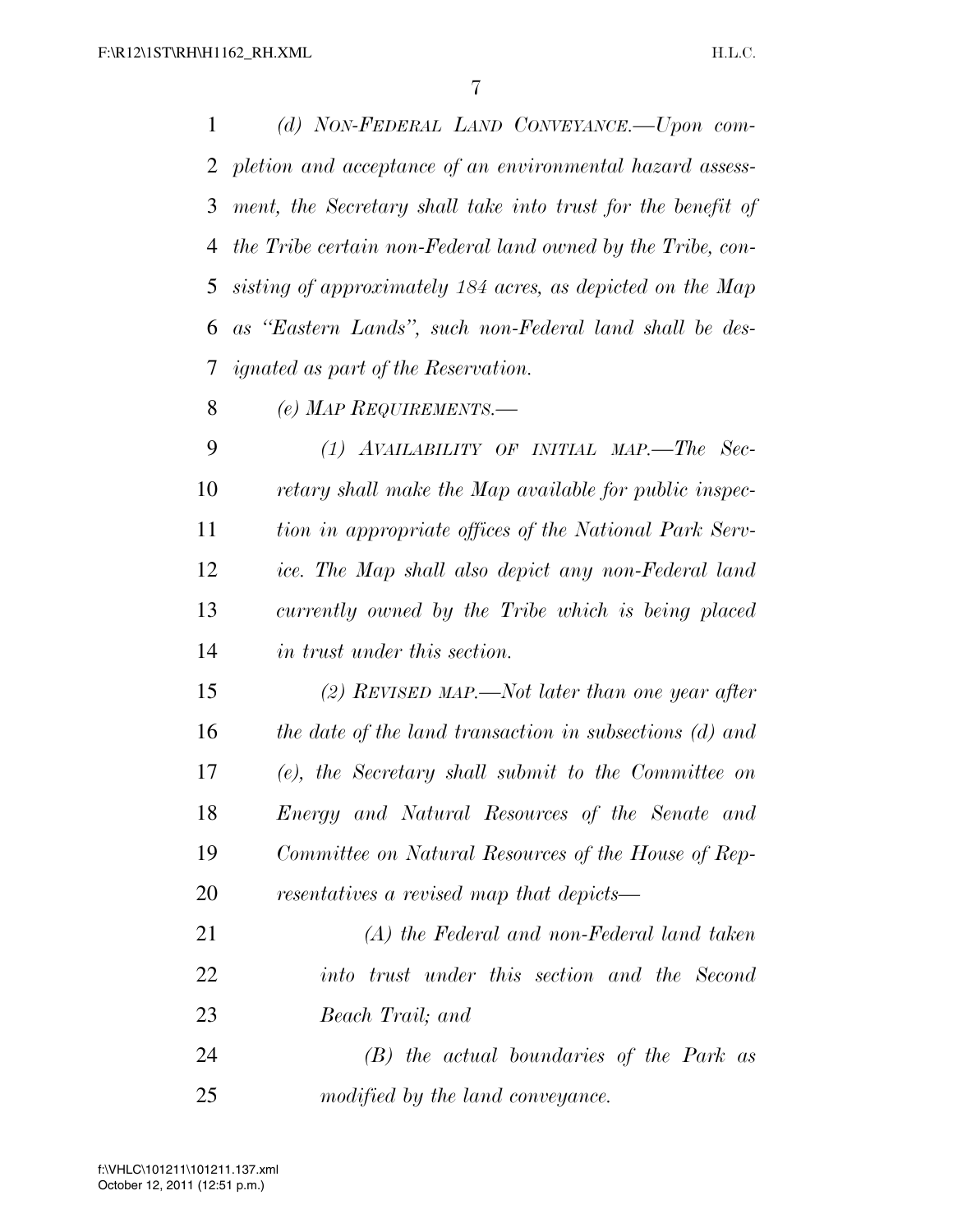*(d) NON-FEDERAL LAND CONVEYANCE.—Upon completion and acceptance of an environmental hazard assessment, the Secretary shall take into trust for the benefit of the Tribe certain non-Federal land owned by the Tribe, consisting of approximately 184 acres, as depicted on the Map as "Eastern Lands", such non-Federal land shall be designated as part of the Reservation.*

*(e) MAP REQUIREMENTS.—*

*(1) AVAILABILITY OF INITIAL MAP.—The Secretary shall make the Map available for public inspection in appropriate offices of the National Park Service. The Map shall also depict any non-Federal land currently owned by the Tribe which is being placed in trust under this section.*

*(2) REVISED MAP.—Not later than one year after the date of the land transaction in subsections (d) and (e), the Secretary shall submit to the Committee on Energy and Natural Resources of the Senate and Committee on Natural Resources of the House of Representatives a revised map that depicts—*

*(A) the Federal and non-Federal land taken into trust under this section and the Second Beach Trail; and*

*(B) the actual boundaries of the Park as modified by the land conveyance.*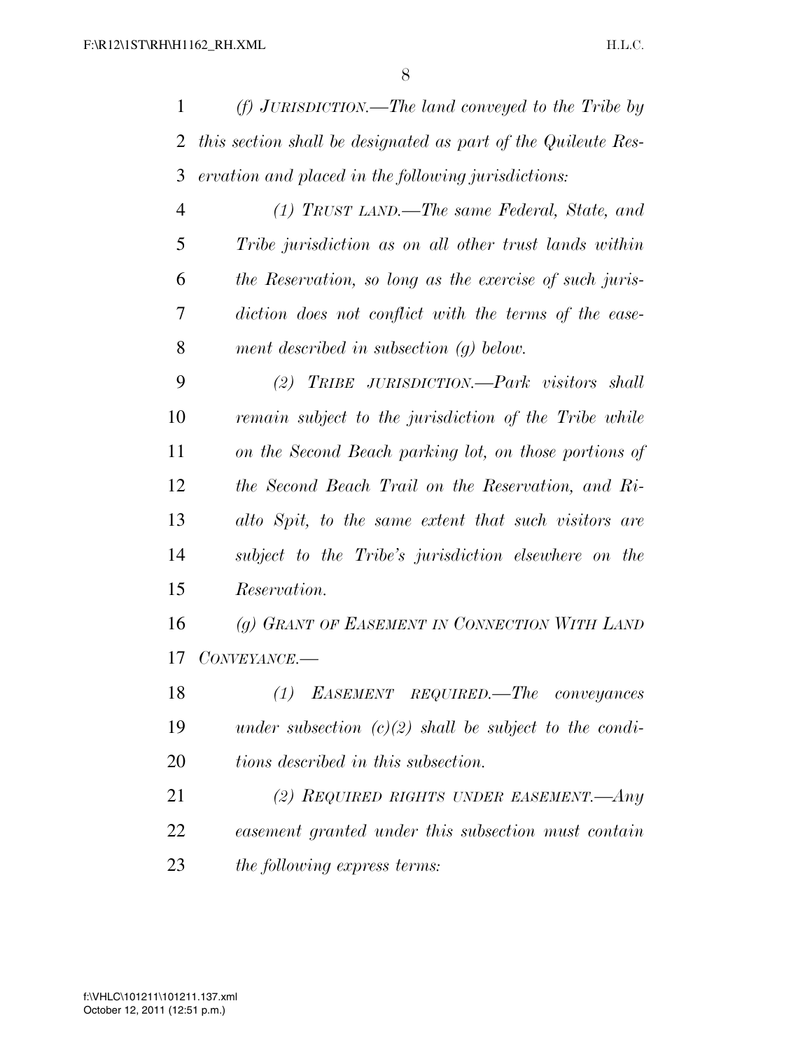*(f) JURISDICTION.—The land conveyed to the Tribe by this section shall be designated as part of the Quileute Reservation and placed in the following jurisdictions:*

*(1) TRUST LAND.—The same Federal, State, and Tribe jurisdiction as on all other trust lands within the Reservation, so long as the exercise of such jurisdiction does not conflict with the terms of the easement described in subsection (g) below.*

*(2) TRIBE JURISDICTION.—Park visitors shall remain subject to the jurisdiction of the Tribe while on the Second Beach parking lot, on those portions of the Second Beach Trail on the Reservation, and Rialto Spit, to the same extent that such visitors are subject to the Tribe's jurisdiction elsewhere on the Reservation.*

*(g) GRANT OF EASEMENT IN CONNECTION WITH LAND CONVEYANCE.—*

*(1) EASEMENT REQUIRED.—The conveyances under subsection (c)(2) shall be subject to the conditions described in this subsection.*

*(2) REQUIRED RIGHTS UNDER EASEMENT.—Any easement granted under this subsection must contain the following express terms:*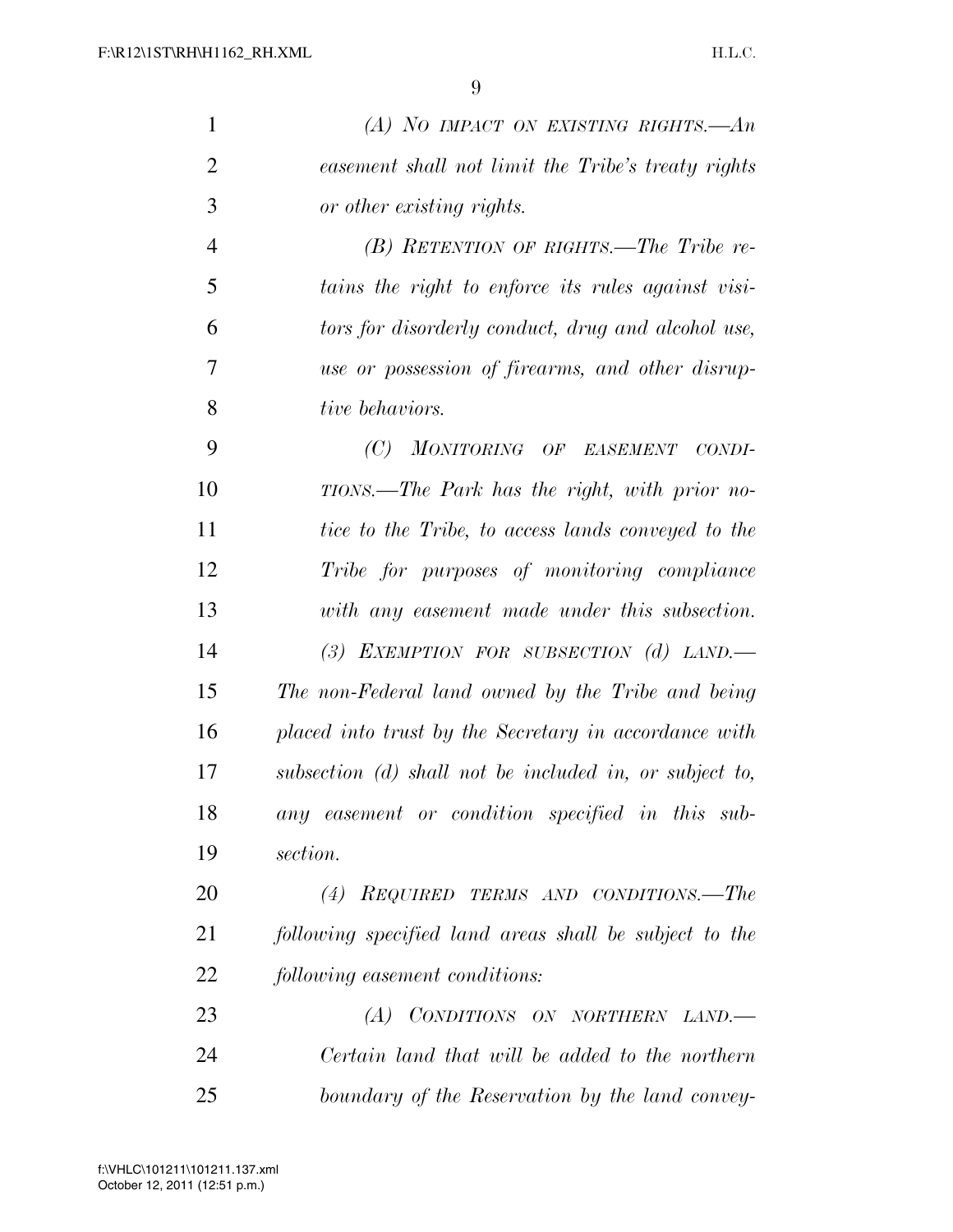*(A) NO IMPACT ON EXISTING RIGHTS.—An easement shall not limit the Tribe's treaty rights or other existing rights.*

*(B) RETENTION OF RIGHTS.—The Tribe retains the right to enforce its rules against visitors for disorderly conduct, drug and alcohol use, use or possession of firearms, and other disruptive behaviors.*

*(C) MONITORING OF EASEMENT CONDITIONS.—The Park has the right, with prior notice to the Tribe, to access lands conveyed to the Tribe for purposes of monitoring compliance with any easement made under this subsection.*

*(3) EXEMPTION FOR SUBSECTION (d) LAND.—The non-Federal land owned by the Tribe and being placed into trust by the Secretary in accordance with subsection (d) shall not be included in, or subject to, any easement or condition specified in this subsection.*

*(4) REQUIRED TERMS AND CONDITIONS.—The following specified land areas shall be subject to the following easement conditions:*

*(A) CONDITIONS ON NORTHERN LAND.—Certain land that will be added to the northern boundary of the Reservation by the land convey-*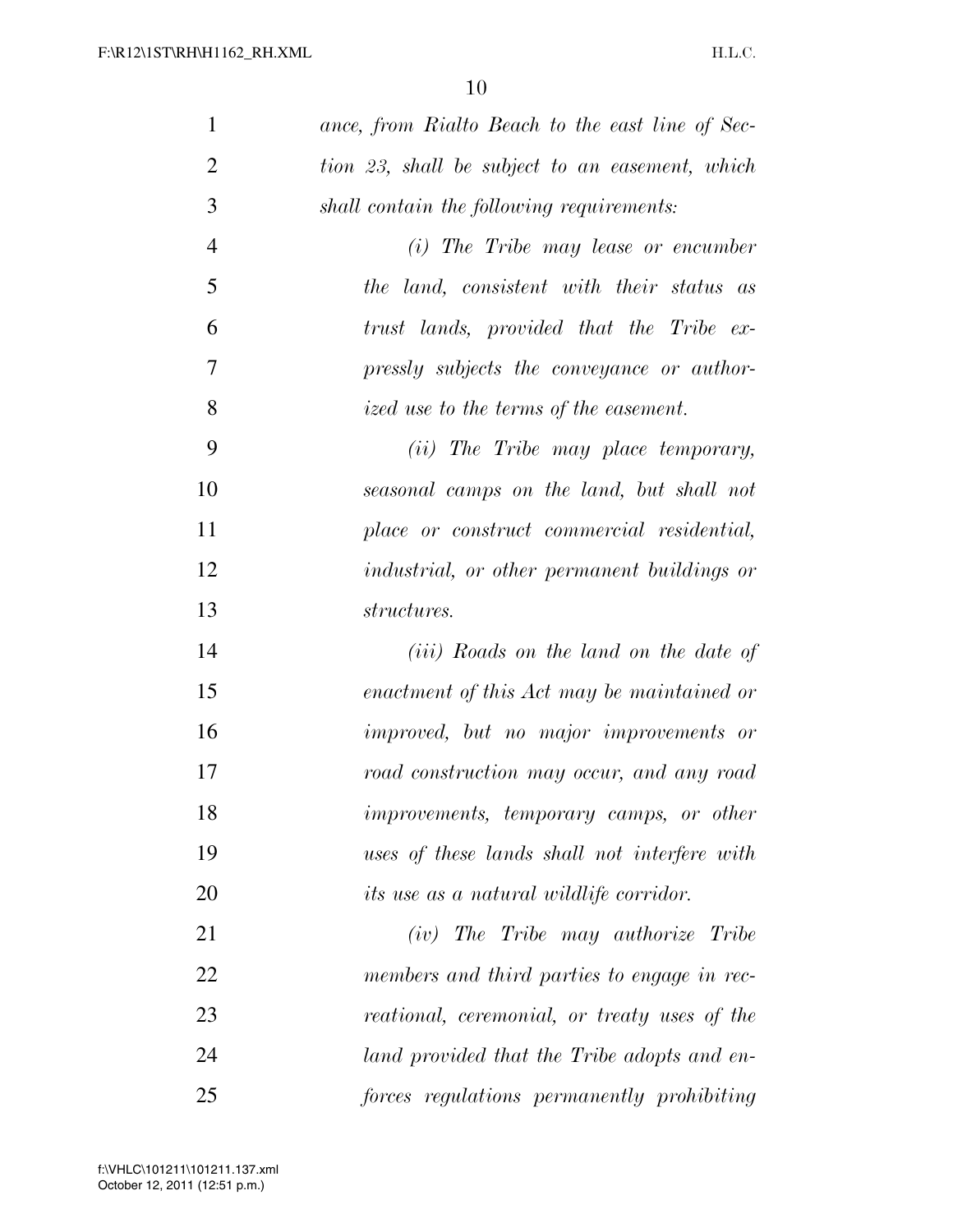*ance, from Rialto Beach to the east line of Section 23, shall be subject to an easement, which shall contain the following requirements:*

*(i) The Tribe may lease or encumber the land, consistent with their status as trust lands, provided that the Tribe expressly subjects the conveyance or authorized use to the terms of the easement.*

*(ii) The Tribe may place temporary, seasonal camps on the land, but shall not place or construct commercial residential, industrial, or other permanent buildings or structures.*

*(iii) Roads on the land on the date of enactment of this Act may be maintained or improved, but no major improvements or road construction may occur, and any road improvements, temporary camps, or other uses of these lands shall not interfere with its use as a natural wildlife corridor.*

*(iv) The Tribe may authorize Tribe members and third parties to engage in recreational, ceremonial, or treaty uses of the land provided that the Tribe adopts and enforces regulations permanently prohibiting*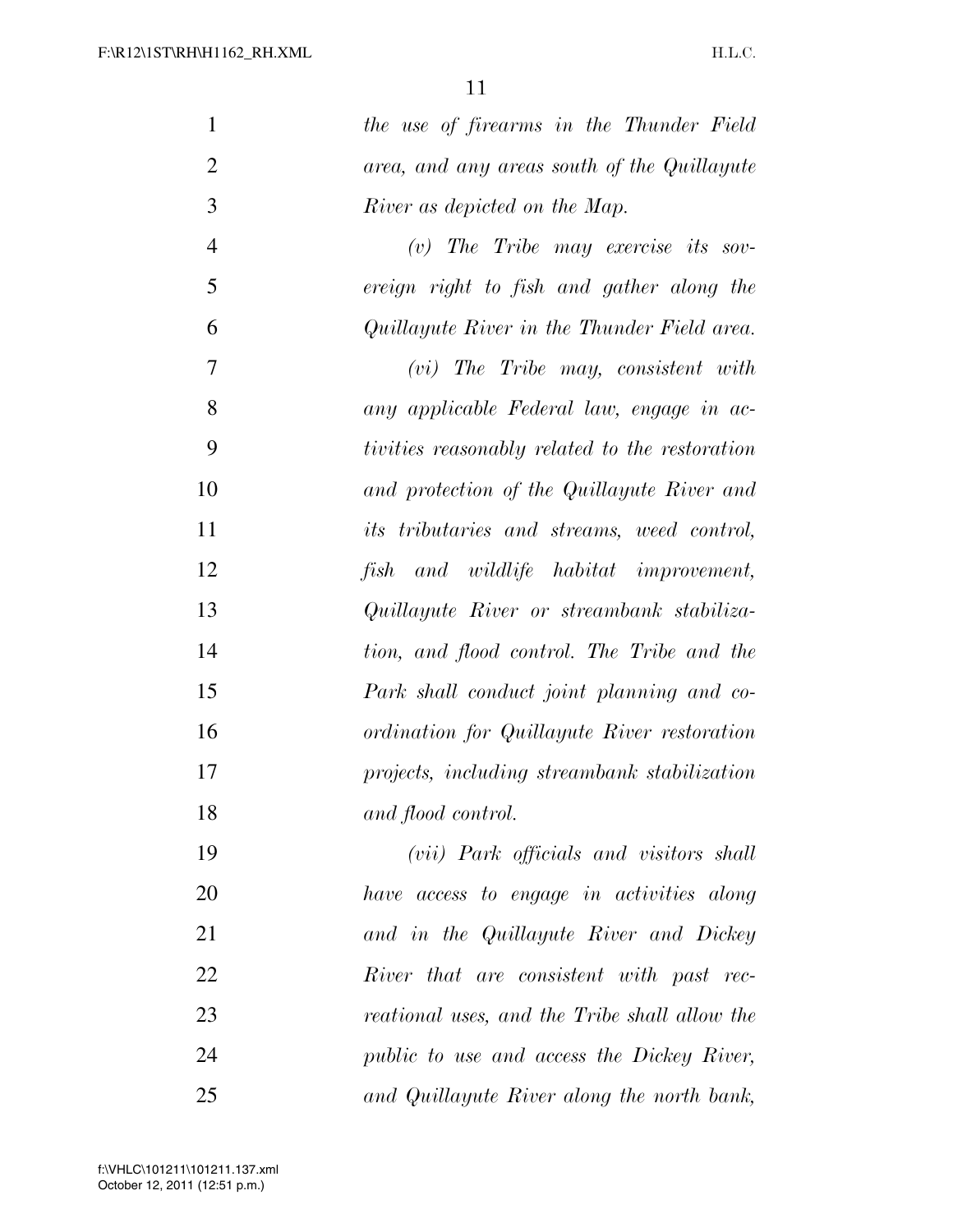*the use of firearms in the Thunder Field area, and any areas south of the Quillayute River as depicted on the Map.*

*(v) The Tribe may exercise its sovereign right to fish and gather along the Quillayute River in the Thunder Field area.*

*(vi) The Tribe may, consistent with any applicable Federal law, engage in activities reasonably related to the restoration and protection of the Quillayute River and its tributaries and streams, weed control, fish and wildlife habitat improvement, Quillayute River or streambank stabilization, and flood control. The Tribe and the Park shall conduct joint planning and coordination for Quillayute River restoration projects, including streambank stabilization and flood control.*

*(vii) Park officials and visitors shall have access to engage in activities along and in the Quillayute River and Dickey River that are consistent with past recreational uses, and the Tribe shall allow the public to use and access the Dickey River, and Quillayute River along the north bank,*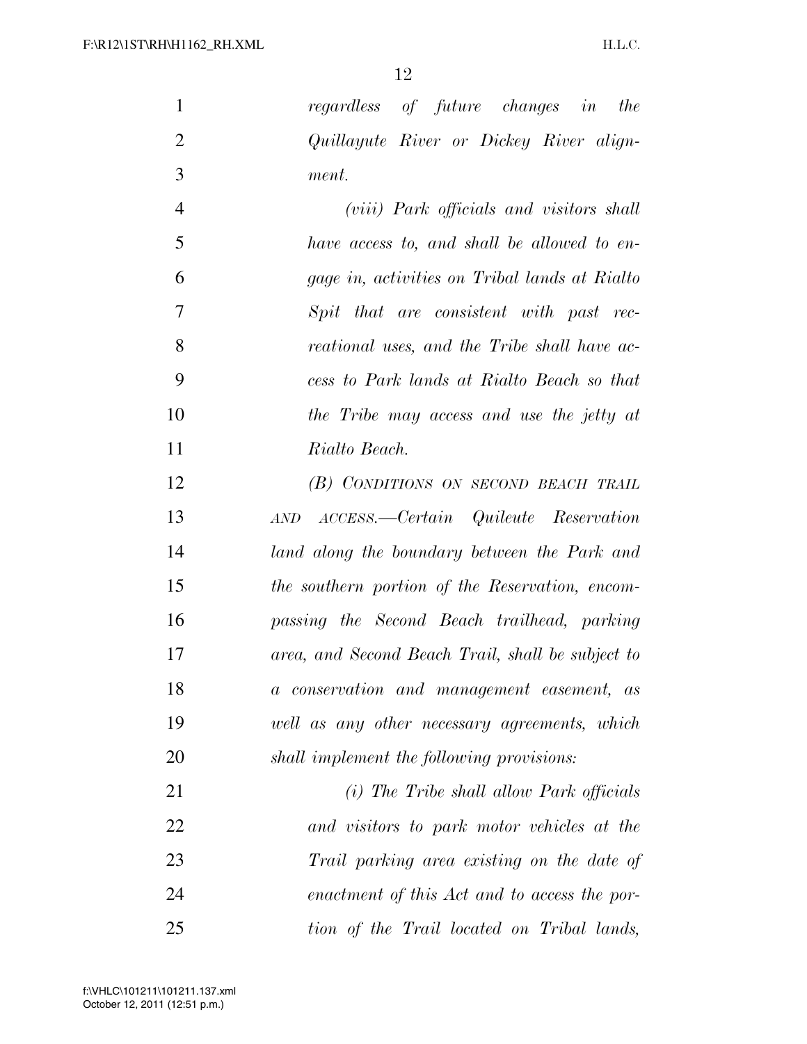*regardless of future changes in the Quillayute River or Dickey River alignment.*

*(viii) Park officials and visitors shall have access to, and shall be allowed to engage in, activities on Tribal lands at Rialto Spit that are consistent with past recreational uses, and the Tribe shall have access to Park lands at Rialto Beach so that the Tribe may access and use the jetty at Rialto Beach.*

*(B) CONDITIONS ON SECOND BEACH TRAIL AND ACCESS.—Certain Quileute Reservation land along the boundary between the Park and the southern portion of the Reservation, encompassing the Second Beach trailhead, parking area, and Second Beach Trail, shall be subject to a conservation and management easement, as well as any other necessary agreements, which shall implement the following provisions:*

*(i) The Tribe shall allow Park officials and visitors to park motor vehicles at the Trail parking area existing on the date of enactment of this Act and to access the portion of the Trail located on Tribal lands,*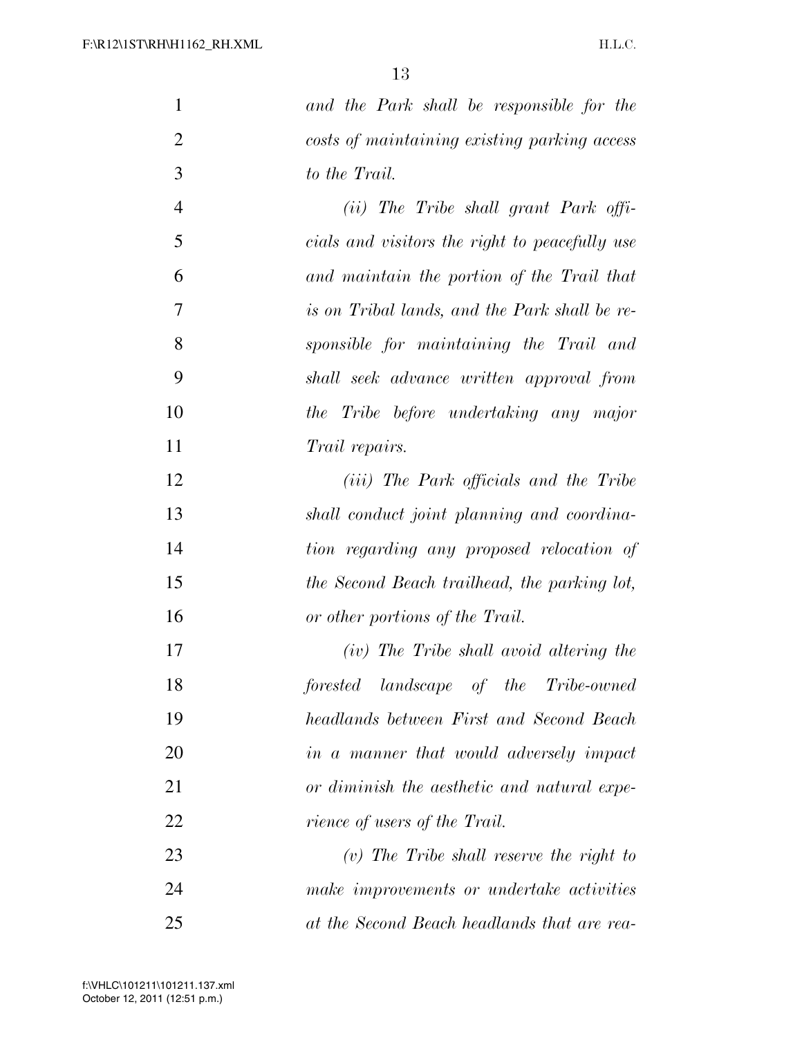*and the Park shall be responsible for the costs of maintaining existing parking access to the Trail.*

*(ii) The Tribe shall grant Park officials and visitors the right to peacefully use and maintain the portion of the Trail that is on Tribal lands, and the Park shall be responsible for maintaining the Trail and shall seek advance written approval from the Tribe before undertaking any major Trail repairs.*

*(iii) The Park officials and the Tribe shall conduct joint planning and coordination regarding any proposed relocation of the Second Beach trailhead, the parking lot, or other portions of the Trail.*

*(iv) The Tribe shall avoid altering the forested landscape of the Tribe-owned headlands between First and Second Beach in a manner that would adversely impact or diminish the aesthetic and natural experience of users of the Trail.*

*(v) The Tribe shall reserve the right to make improvements or undertake activities at the Second Beach headlands that are rea-*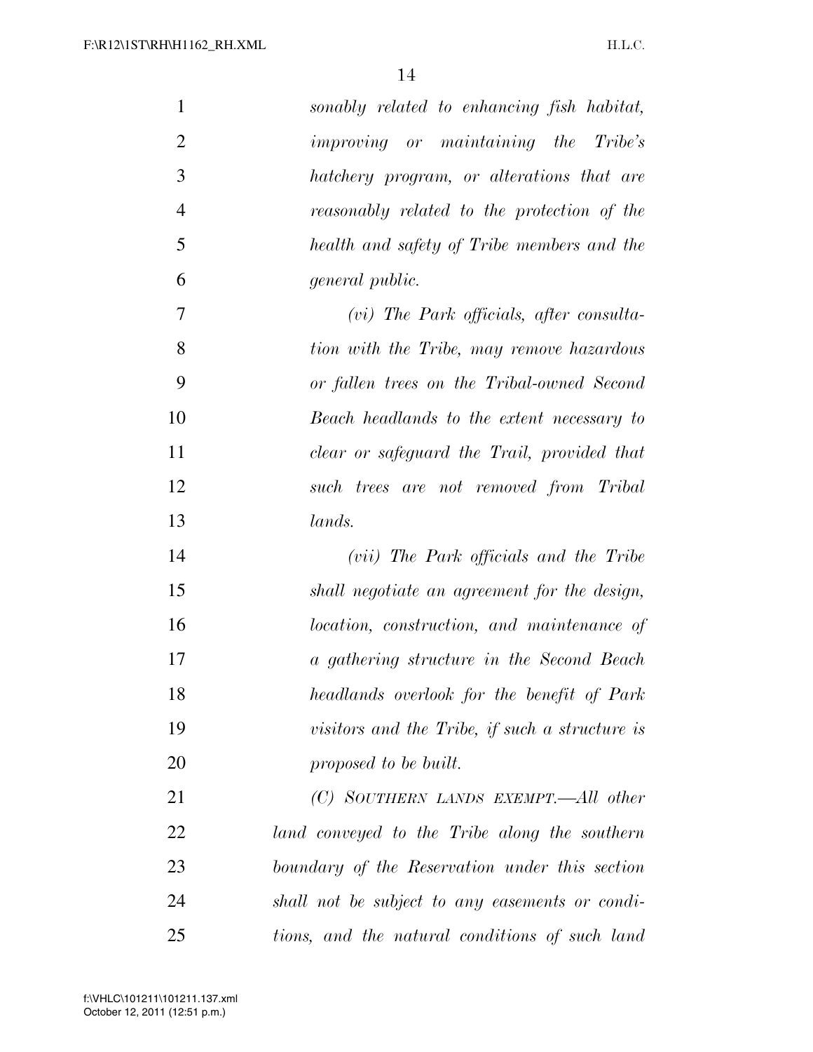*sonably related to enhancing fish habitat, improving or maintaining the Tribe's hatchery program, or alterations that are reasonably related to the protection of the health and safety of Tribe members and the general public.*

*(vi) The Park officials, after consultation with the Tribe, may remove hazardous or fallen trees on the Tribal-owned Second Beach headlands to the extent necessary to clear or safeguard the Trail, provided that such trees are not removed from Tribal lands.*

*(vii) The Park officials and the Tribe shall negotiate an agreement for the design, location, construction, and maintenance of a gathering structure in the Second Beach headlands overlook for the benefit of Park visitors and the Tribe, if such a structure is proposed to be built.*

*(C) SOUTHERN LANDS EXEMPT.—All other land conveyed to the Tribe along the southern boundary of the Reservation under this section shall not be subject to any easements or conditions, and the natural conditions of such land*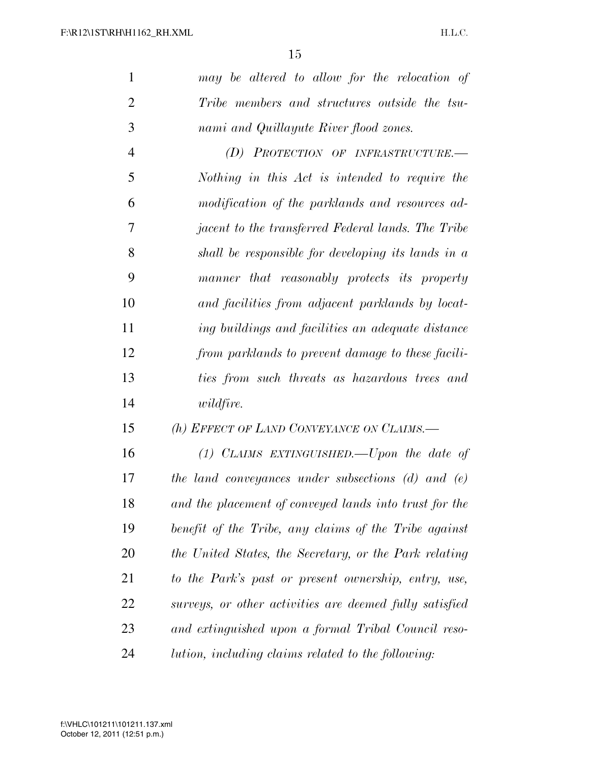*may be altered to allow for the relocation of Tribe members and structures outside the tsunami and Quillayute River flood zones.*

*(D) PROTECTION OF INFRASTRUCTURE.—Nothing in this Act is intended to require the modification of the parklands and resources adjacent to the transferred Federal lands. The Tribe shall be responsible for developing its lands in a manner that reasonably protects its property and facilities from adjacent parklands by locating buildings and facilities an adequate distance from parklands to prevent damage to these facilities from such threats as hazardous trees and wildfire.*

*(h) EFFECT OF LAND CONVEYANCE ON CLAIMS.—*

*(1) CLAIMS EXTINGUISHED.—Upon the date of the land conveyances under subsections (d) and (e) and the placement of conveyed lands into trust for the benefit of the Tribe, any claims of the Tribe against the United States, the Secretary, or the Park relating to the Park's past or present ownership, entry, use, surveys, or other activities are deemed fully satisfied and extinguished upon a formal Tribal Council resolution, including claims related to the following:*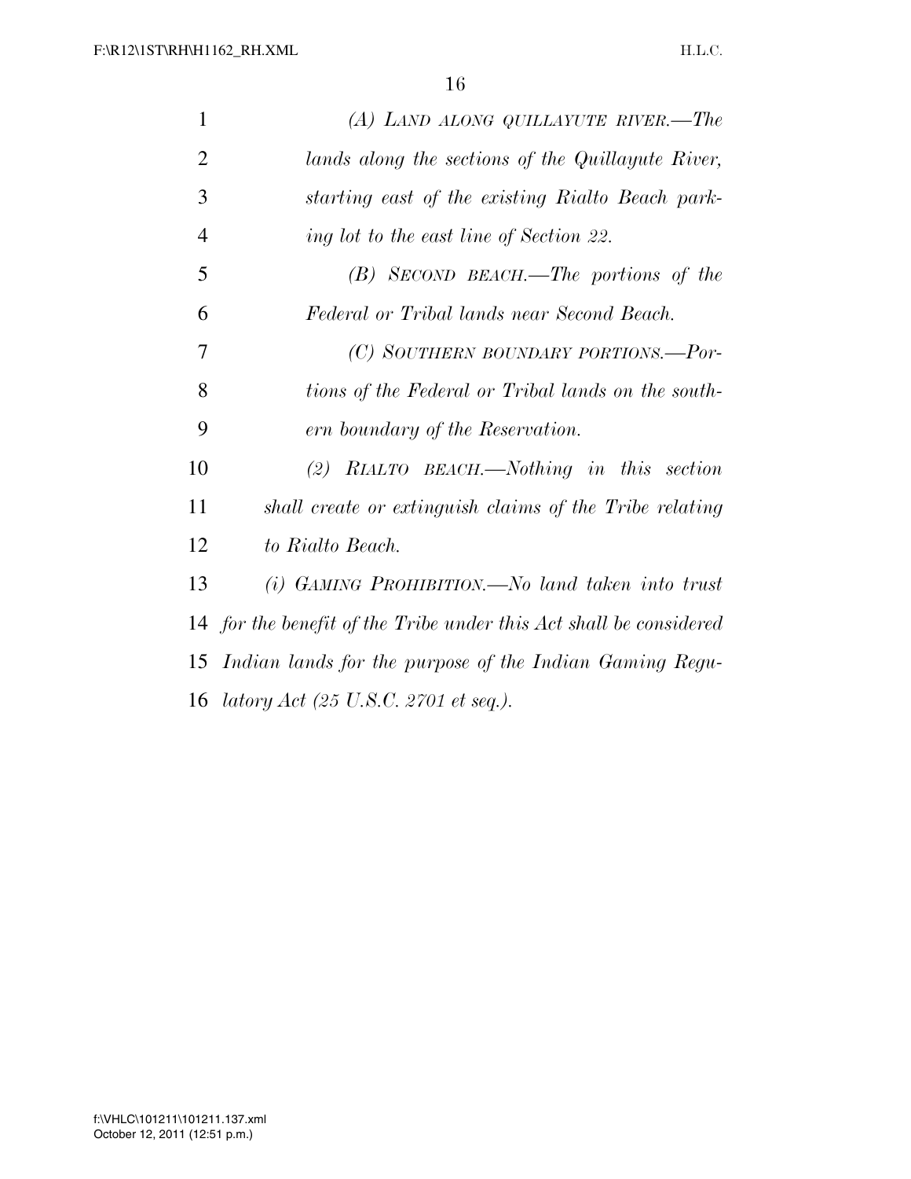*(A) LAND ALONG QUILLAYUTE RIVER.—The lands along the sections of the Quillayute River, starting east of the existing Rialto Beach parking lot to the east line of Section 22.*

*(B) SECOND BEACH.—The portions of the Federal or Tribal lands near Second Beach.*

*(C) SOUTHERN BOUNDARY PORTIONS.—Portions of the Federal or Tribal lands on the southern boundary of the Reservation.*

*(2) RIALTO BEACH.—Nothing in this section shall create or extinguish claims of the Tribe relating to Rialto Beach.*

*(i) GAMING PROHIBITION.—No land taken into trust for the benefit of the Tribe under this Act shall be considered Indian lands for the purpose of the Indian Gaming Regulatory Act (25 U.S.C. 2701 et seq.).*